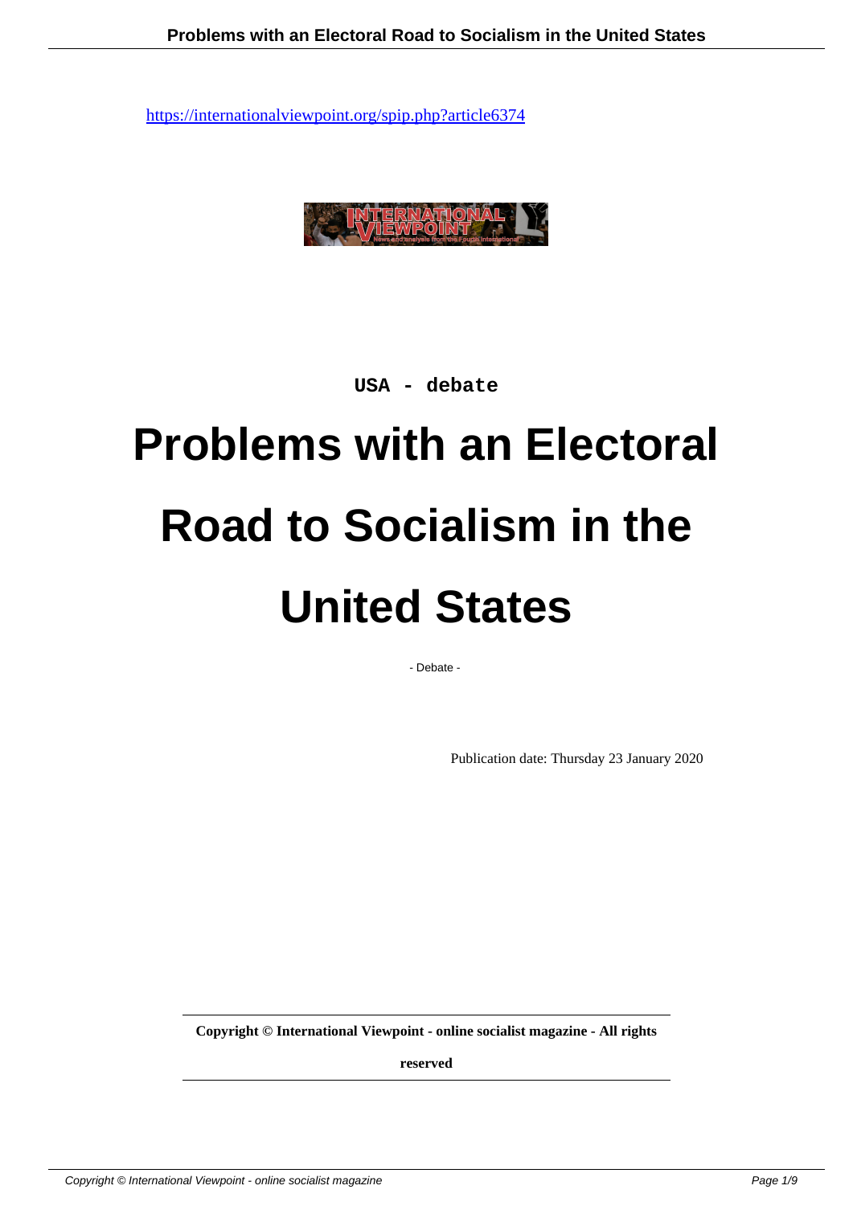https://internationalviewpoint.org/spip.php?article6374

USA - debate

# Problems with an Electoral Road to Socialism in the United States

- Debate -

Publication date: Thursday 23 January 2020

**Copyright © International Viewpoint - online socialist magazine - All rights reserved**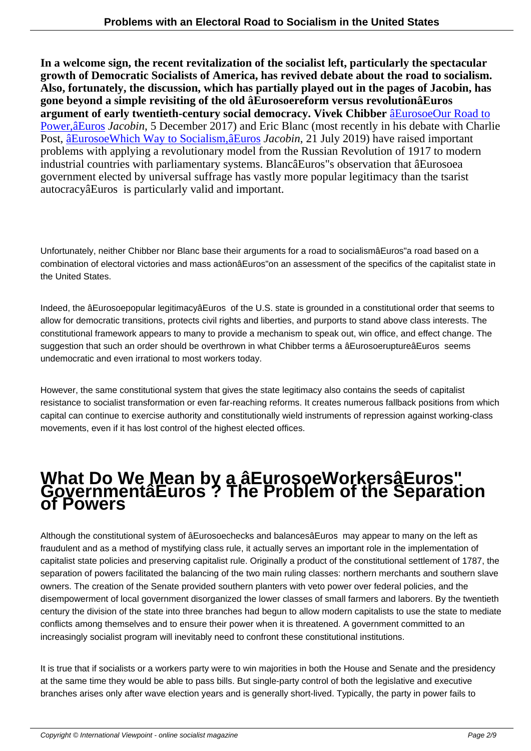**In a welcome sign, the recent revitalization of the socialist left, particularly the spectacular growth of Democratic Socialists of America, has revived debate about the road to socialism. Also, fortunately, the discussion, which has partially played out in the pages of Jacobin, has gone beyond a simple revisiting of the old âEurosoereform versus revolutionâEuros argument of early twentieth-century social democracy. Vivek Chibber** âEurosoeOur Road to Power,âEuros *Jacobin*, 5 December 2017) and Eric Blanc (most recently in his debate with Charlie Post, âEurosoeWhich Way to Socialism,âEuros *Jacobin*, 21 July 2019) have raised important problems with applying a revolutionary model from the Russian Revolution of 1917 to modern industrial countries with parliamentary systems. BlancâEuros"s observation that âEurosoea government elected by universal suffrage has vastly more popular legitimacy than the tsarist autocracyâEuros is particularly valid and important.

Unfortunately, neither Chibber nor Blanc base their arguments for a road to socialismâEuros"a road based on a combination of electoral victories and mass actionâEuros"on an assessment of the specifics of the capitalist state in the United States.

Indeed, the âEurosoepopular legitimacyâEuros of the U.S. state is grounded in a constitutional order that seems to allow for democratic transitions, protects civil rights and liberties, and purports to stand above class interests. The constitutional framework appears to many to provide a mechanism to speak out, win office, and effect change. The suggestion that such an order should be overthrown in what Chibber terms a âEurosoeruptureâEuros seems undemocratic and even irrational to most workers today.

However, the same constitutional system that gives the state legitimacy also contains the seeds of capitalist resistance to socialist transformation or even far-reaching reforms. It creates numerous fallback positions from which capital can continue to exercise authority and constitutionally wield instruments of repression against working-class movements, even if it has lost control of the highest elected offices.

## What Do We Mean by a âEurosoeWorkersâEuros" GovernmentâEuros? The Problem of the Separation of Powers

Although the constitutional system of âEurosoechecks and balancesâEuros may appear to many on the left as fraudulent and as a method of mystifying class rule, it actually serves an important role in the implementation of capitalist state policies and preserving capitalist rule. Originally a product of the constitutional settlement of 1787, the separation of powers facilitated the balancing of the two main ruling classes: northern merchants and southern slave owners. The creation of the Senate provided southern planters with veto power over federal policies, and the disempowerment of local government disorganized the lower classes of small farmers and laborers. By the twentieth century the division of the state into three branches had begun to allow modern capitalists to use the state to mediate conflicts among themselves and to ensure their power when it is threatened. A government committed to an increasingly socialist program will inevitably need to confront these constitutional institutions.

It is true that if socialists or a workers party were to win majorities in both the House and Senate and the presidency at the same time they would be able to pass bills. But single-party control of both the legislative and executive branches arises only after wave election years and is generally short-lived. Typically, the party in power fails to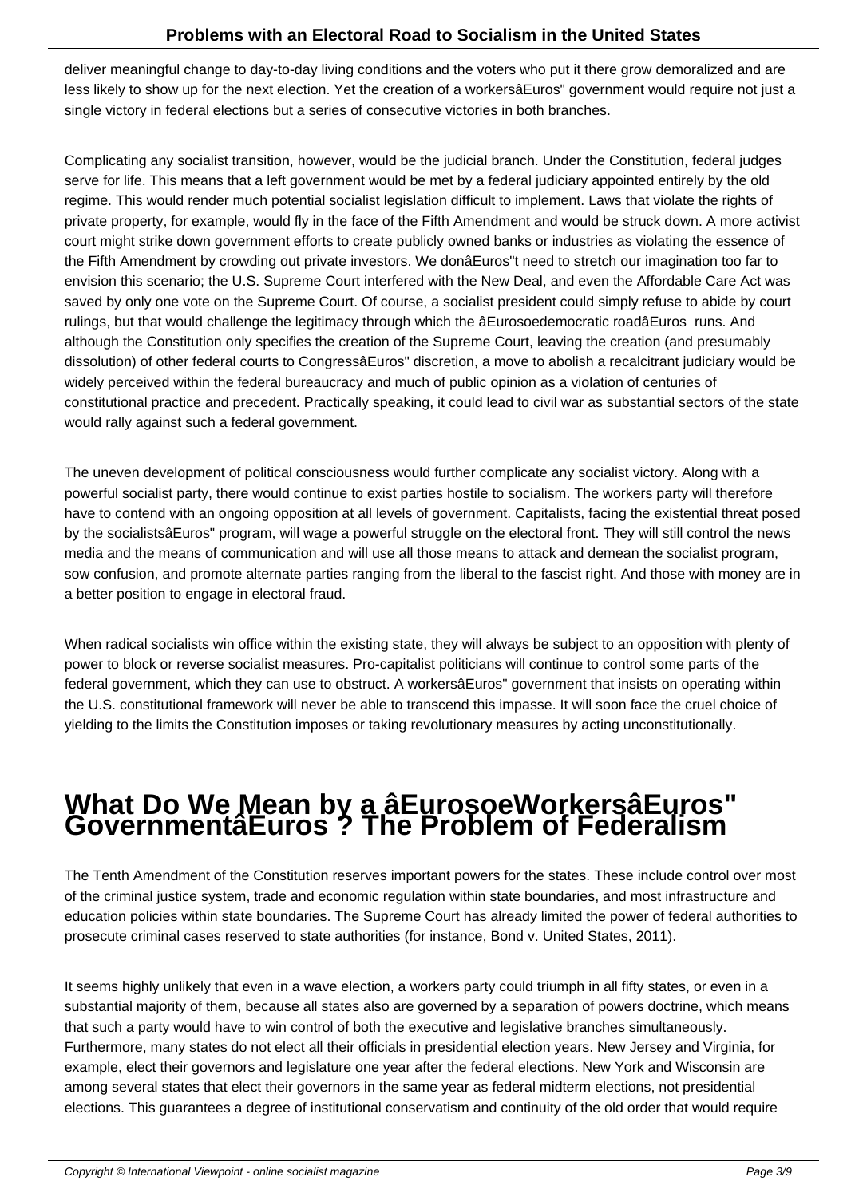deliver meaningful change to day-to-day living conditions and the voters who put it there grow demoralized and are less likely to show up for the next election. Yet the creation of a workersâEuros" government would require not just a single victory in federal elections but a series of consecutive victories in both branches.

Complicating any socialist transition, however, would be the judicial branch. Under the Constitution, federal judges serve for life. This means that a left government would be met by a federal judiciary appointed entirely by the old regime. This would render much potential socialist legislation difficult to implement. Laws that violate the rights of private property, for example, would fly in the face of the Fifth Amendment and would be struck down. A more activist court might strike down government efforts to create publicly owned banks or industries as violating the essence of the Fifth Amendment by crowding out private investors. We donâEuros"t need to stretch our imagination too far to envision this scenario; the U.S. Supreme Court interfered with the New Deal, and even the Affordable Care Act was saved by only one vote on the Supreme Court. Of course, a socialist president could simply refuse to abide by court rulings, but that would challenge the legitimacy through which the âEurosoedemocratic roadâEuros  runs. And although the Constitution only specifies the creation of the Supreme Court, leaving the creation (and presumably dissolution) of other federal courts to CongressâEuros" discretion, a move to abolish a recalcitrant judiciary would be widely perceived within the federal bureaucracy and much of public opinion as a violation of centuries of constitutional practice and precedent. Practically speaking, it could lead to civil war as substantial sectors of the state would rally against such a federal government.

The uneven development of political consciousness would further complicate any socialist victory. Along with a powerful socialist party, there would continue to exist parties hostile to socialism. The workers party will therefore have to contend with an ongoing opposition at all levels of government. Capitalists, facing the existential threat posed by the socialistsâEuros" program, will wage a powerful struggle on the electoral front. They will still control the news media and the means of communication and will use all those means to attack and demean the socialist program, sow confusion, and promote alternate parties ranging from the liberal to the fascist right. And those with money are in a better position to engage in electoral fraud.

When radical socialists win office within the existing state, they will always be subject to an opposition with plenty of power to block or reverse socialist measures. Pro-capitalist politicians will continue to control some parts of the federal government, which they can use to obstruct. A workersâEuros" government that insists on operating within the U.S. constitutional framework will never be able to transcend this impasse. It will soon face the cruel choice of yielding to the limits the Constitution imposes or taking revolutionary measures by acting unconstitutionally.

# What Do We Mean by a âEurosoeWorkersâEuros" GovernmentâEuros ? The Problem of Federalism

The Tenth Amendment of the Constitution reserves important powers for the states. These include control over most of the criminal justice system, trade and economic regulation within state boundaries, and most infrastructure and education policies within state boundaries. The Supreme Court has already limited the power of federal authorities to prosecute criminal cases reserved to state authorities (for instance, Bond v. United States, 2011).

It seems highly unlikely that even in a wave election, a workers party could triumph in all fifty states, or even in a substantial majority of them, because all states also are governed by a separation of powers doctrine, which means that such a party would have to win control of both the executive and legislative branches simultaneously. Furthermore, many states do not elect all their officials in presidential election years. New Jersey and Virginia, for example, elect their governors and legislature one year after the federal elections. New York and Wisconsin are among several states that elect their governors in the same year as federal midterm elections, not presidential elections. This guarantees a degree of institutional conservatism and continuity of the old order that would require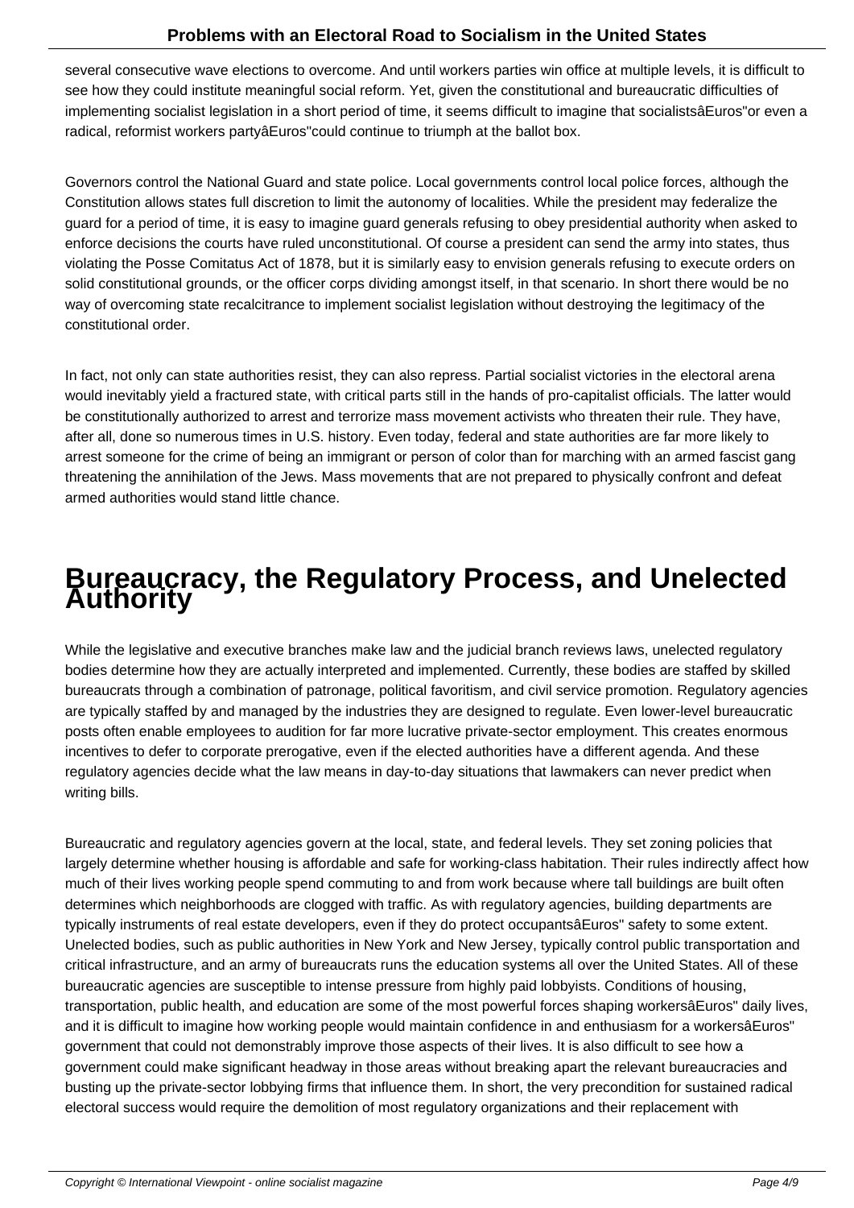several consecutive wave elections to overcome. And until workers parties win office at multiple levels, it is difficult to see how they could institute meaningful social reform. Yet, given the constitutional and bureaucratic difficulties of implementing socialist legislation in a short period of time, it seems difficult to imagine that socialistsâEuros"or even a radical, reformist workers partyâEuros"could continue to triumph at the ballot box.

Governors control the National Guard and state police. Local governments control local police forces, although the Constitution allows states full discretion to limit the autonomy of localities. While the president may federalize the guard for a period of time, it is easy to imagine guard generals refusing to obey presidential authority when asked to enforce decisions the courts have ruled unconstitutional. Of course a president can send the army into states, thus violating the Posse Comitatus Act of 1878, but it is similarly easy to envision generals refusing to execute orders on solid constitutional grounds, or the officer corps dividing amongst itself, in that scenario. In short there would be no way of overcoming state recalcitrance to implement socialist legislation without destroying the legitimacy of the constitutional order.

In fact, not only can state authorities resist, they can also repress. Partial socialist victories in the electoral arena would inevitably yield a fractured state, with critical parts still in the hands of pro-capitalist officials. The latter would be constitutionally authorized to arrest and terrorize mass movement activists who threaten their rule. They have, after all, done so numerous times in U.S. history. Even today, federal and state authorities are far more likely to arrest someone for the crime of being an immigrant or person of color than for marching with an armed fascist gang threatening the annihilation of the Jews. Mass movements that are not prepared to physically confront and defeat armed authorities would stand little chance.

# Bureaucracy, the Regulatory Process, and Unelected Authority

While the legislative and executive branches make law and the judicial branch reviews laws, unelected regulatory bodies determine how they are actually interpreted and implemented. Currently, these bodies are staffed by skilled bureaucrats through a combination of patronage, political favoritism, and civil service promotion. Regulatory agencies are typically staffed by and managed by the industries they are designed to regulate. Even lower-level bureaucratic posts often enable employees to audition for far more lucrative private-sector employment. This creates enormous incentives to defer to corporate prerogative, even if the elected authorities have a different agenda. And these regulatory agencies decide what the law means in day-to-day situations that lawmakers can never predict when writing bills.

Bureaucratic and regulatory agencies govern at the local, state, and federal levels. They set zoning policies that largely determine whether housing is affordable and safe for working-class habitation. Their rules indirectly affect how much of their lives working people spend commuting to and from work because where tall buildings are built often determines which neighborhoods are clogged with traffic. As with regulatory agencies, building departments are typically instruments of real estate developers, even if they do protect occupantsâEuros" safety to some extent. Unelected bodies, such as public authorities in New York and New Jersey, typically control public transportation and critical infrastructure, and an army of bureaucrats runs the education systems all over the United States. All of these bureaucratic agencies are susceptible to intense pressure from highly paid lobbyists. Conditions of housing, transportation, public health, and education are some of the most powerful forces shaping workersâEuros" daily lives, and it is difficult to imagine how working people would maintain confidence in and enthusiasm for a workersâEuros" government that could not demonstrably improve those aspects of their lives. It is also difficult to see how a government could make significant headway in those areas without breaking apart the relevant bureaucracies and busting up the private-sector lobbying firms that influence them. In short, the very precondition for sustained radical electoral success would require the demolition of most regulatory organizations and their replacement with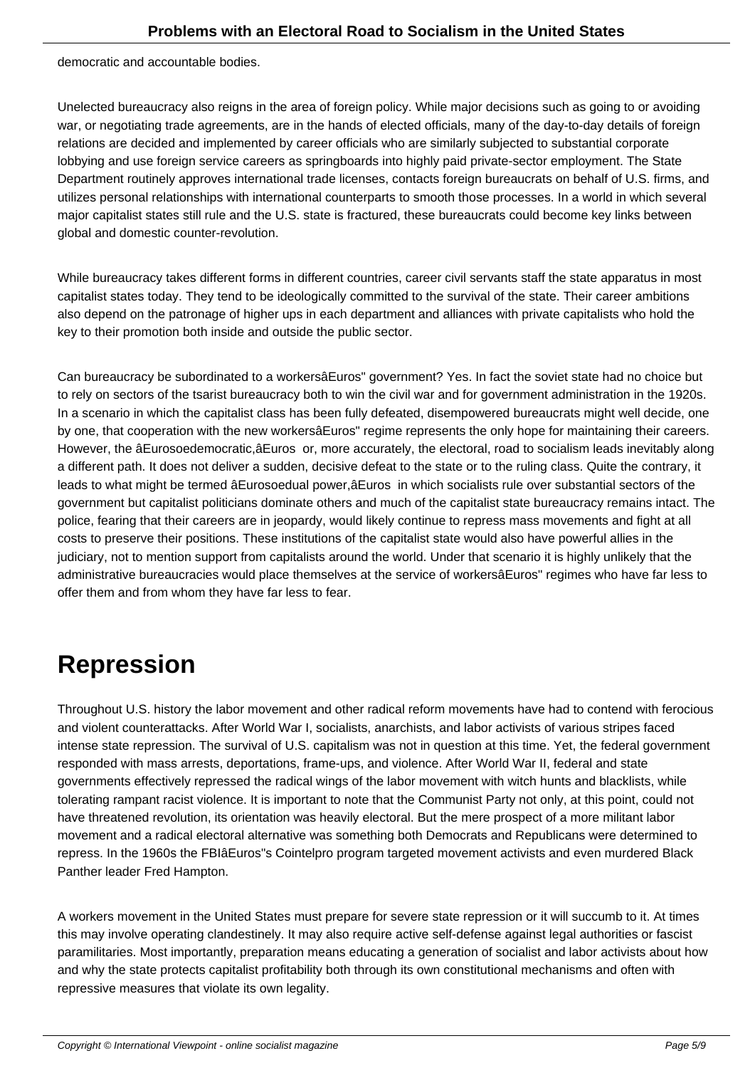democratic and accountable bodies.

Unelected bureaucracy also reigns in the area of foreign policy. While major decisions such as going to or avoiding war, or negotiating trade agreements, are in the hands of elected officials, many of the day-to-day details of foreign relations are decided and implemented by career officials who are similarly subjected to substantial corporate lobbying and use foreign service careers as springboards into highly paid private-sector employment. The State Department routinely approves international trade licenses, contacts foreign bureaucrats on behalf of U.S. firms, and utilizes personal relationships with international counterparts to smooth those processes. In a world in which several major capitalist states still rule and the U.S. state is fractured, these bureaucrats could become key links between global and domestic counter-revolution.

While bureaucracy takes different forms in different countries, career civil servants staff the state apparatus in most capitalist states today. They tend to be ideologically committed to the survival of the state. Their career ambitions also depend on the patronage of higher ups in each department and alliances with private capitalists who hold the key to their promotion both inside and outside the public sector.

Can bureaucracy be subordinated to a workersâEuros" government? Yes. In fact the soviet state had no choice but to rely on sectors of the tsarist bureaucracy both to win the civil war and for government administration in the 1920s. In a scenario in which the capitalist class has been fully defeated, disempowered bureaucrats might well decide, one by one, that cooperation with the new workersâEuros" regime represents the only hope for maintaining their careers. However, the âEurosoedemocratic,âEuros or, more accurately, the electoral, road to socialism leads inevitably along a different path. It does not deliver a sudden, decisive defeat to the state or to the ruling class. Quite the contrary, it leads to what might be termed âEurosoedual power,âEuros in which socialists rule over substantial sectors of the government but capitalist politicians dominate others and much of the capitalist state bureaucracy remains intact. The police, fearing that their careers are in jeopardy, would likely continue to repress mass movements and fight at all costs to preserve their positions. These institutions of the capitalist state would also have powerful allies in the judiciary, not to mention support from capitalists around the world. Under that scenario it is highly unlikely that the administrative bureaucracies would place themselves at the service of workersâEuros" regimes who have far less to offer them and from whom they have far less to fear.

# Repression

Throughout U.S. history the labor movement and other radical reform movements have had to contend with ferocious and violent counterattacks. After World War I, socialists, anarchists, and labor activists of various stripes faced intense state repression. The survival of U.S. capitalism was not in question at this time. Yet, the federal government responded with mass arrests, deportations, frame-ups, and violence. After World War II, federal and state governments effectively repressed the radical wings of the labor movement with witch hunts and blacklists, while tolerating rampant racist violence. It is important to note that the Communist Party not only, at this point, could not have threatened revolution, its orientation was heavily electoral. But the mere prospect of a more militant labor movement and a radical electoral alternative was something both Democrats and Republicans were determined to repress. In the 1960s the FBIâEuros"s Cointelpro program targeted movement activists and even murdered Black Panther leader Fred Hampton.

A workers movement in the United States must prepare for severe state repression or it will succumb to it. At times this may involve operating clandestinely. It may also require active self-defense against legal authorities or fascist paramilitaries. Most importantly, preparation means educating a generation of socialist and labor activists about how and why the state protects capitalist profitability both through its own constitutional mechanisms and often with repressive measures that violate its own legality.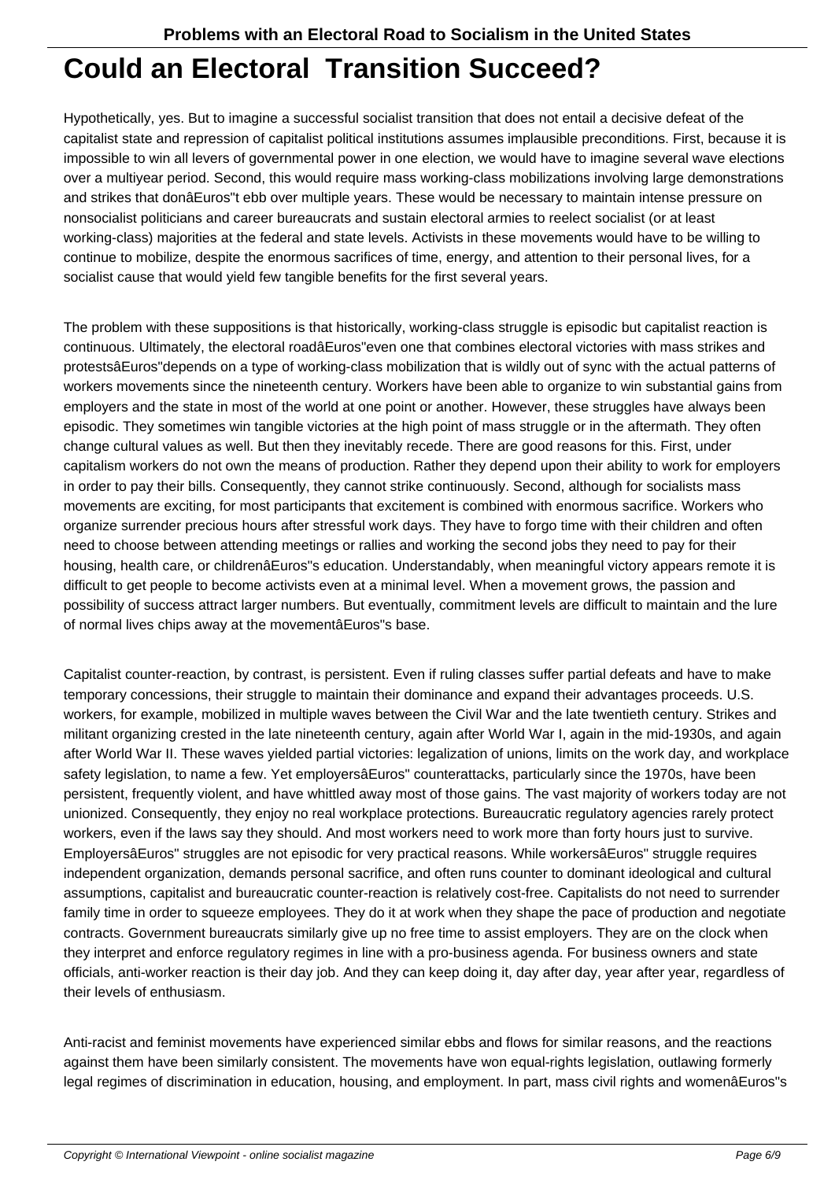# Could an Electoral Transition Succeed?

Hypothetically, yes. But to imagine a successful socialist transition that does not entail a decisive defeat of the capitalist state and repression of capitalist political institutions assumes implausible preconditions. First, because it is impossible to win all levers of governmental power in one election, we would have to imagine several wave elections over a multiyear period. Second, this would require mass working-class mobilizations involving large demonstrations and strikes that donâEuros"t ebb over multiple years. These would be necessary to maintain intense pressure on nonsocialist politicians and career bureaucrats and sustain electoral armies to reelect socialist (or at least working-class) majorities at the federal and state levels. Activists in these movements would have to be willing to continue to mobilize, despite the enormous sacrifices of time, energy, and attention to their personal lives, for a socialist cause that would yield few tangible benefits for the first several years.

The problem with these suppositions is that historically, working-class struggle is episodic but capitalist reaction is continuous. Ultimately, the electoral roadâEuros"even one that combines electoral victories with mass strikes and protestsâEuros"depends on a type of working-class mobilization that is wildly out of sync with the actual patterns of workers movements since the nineteenth century. Workers have been able to organize to win substantial gains from employers and the state in most of the world at one point or another. However, these struggles have always been episodic. They sometimes win tangible victories at the high point of mass struggle or in the aftermath. They often change cultural values as well. But then they inevitably recede. There are good reasons for this. First, under capitalism workers do not own the means of production. Rather they depend upon their ability to work for employers in order to pay their bills. Consequently, they cannot strike continuously. Second, although for socialists mass movements are exciting, for most participants that excitement is combined with enormous sacrifice. Workers who organize surrender precious hours after stressful work days. They have to forgo time with their children and often need to choose between attending meetings or rallies and working the second jobs they need to pay for their housing, health care, or childrenâEuros"s education. Understandably, when meaningful victory appears remote it is difficult to get people to become activists even at a minimal level. When a movement grows, the passion and possibility of success attract larger numbers. But eventually, commitment levels are difficult to maintain and the lure of normal lives chips away at the movementâEuros"s base.

Capitalist counter-reaction, by contrast, is persistent. Even if ruling classes suffer partial defeats and have to make temporary concessions, their struggle to maintain their dominance and expand their advantages proceeds. U.S. workers, for example, mobilized in multiple waves between the Civil War and the late twentieth century. Strikes and militant organizing crested in the late nineteenth century, again after World War I, again in the mid-1930s, and again after World War II. These waves yielded partial victories: legalization of unions, limits on the work day, and workplace safety legislation, to name a few. Yet employersâEuros" counterattacks, particularly since the 1970s, have been persistent, frequently violent, and have whittled away most of those gains. The vast majority of workers today are not unionized. Consequently, they enjoy no real workplace protections. Bureaucratic regulatory agencies rarely protect workers, even if the laws say they should. And most workers need to work more than forty hours just to survive. EmployersâEuros" struggles are not episodic for very practical reasons. While workersâEuros" struggle requires independent organization, demands personal sacrifice, and often runs counter to dominant ideological and cultural assumptions, capitalist and bureaucratic counter-reaction is relatively cost-free. Capitalists do not need to surrender family time in order to squeeze employees. They do it at work when they shape the pace of production and negotiate contracts. Government bureaucrats similarly give up no free time to assist employers. They are on the clock when they interpret and enforce regulatory regimes in line with a pro-business agenda. For business owners and state officials, anti-worker reaction is their day job. And they can keep doing it, day after day, year after year, regardless of their levels of enthusiasm.

Anti-racist and feminist movements have experienced similar ebbs and flows for similar reasons, and the reactions against them have been similarly consistent. The movements have won equal-rights legislation, outlawing formerly legal regimes of discrimination in education, housing, and employment. In part, mass civil rights and womenâEuros"s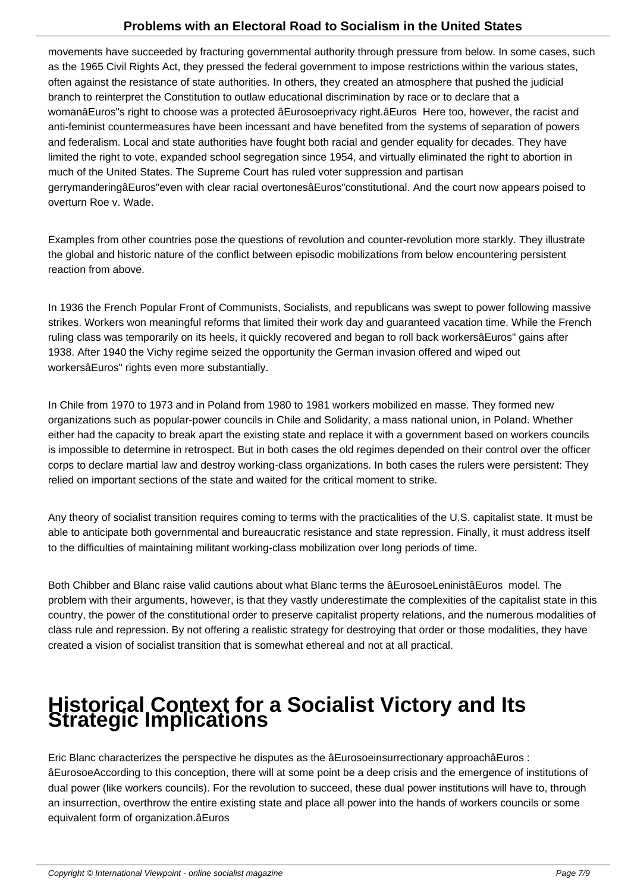movements have succeeded by fracturing governmental authority through pressure from below. In some cases, such as the 1965 Civil Rights Act, they pressed the federal government to impose restrictions within the various states, often against the resistance of state authorities. In others, they created an atmosphere that pushed the judicial branch to reinterpret the Constitution to outlaw educational discrimination by race or to declare that a womanâEuros"s right to choose was a protected âEurosoeprivacy right.âEuros  Here too, however, the racist and anti-feminist countermeasures have been incessant and have benefited from the systems of separation of powers and federalism. Local and state authorities have fought both racial and gender equality for decades. They have limited the right to vote, expanded school segregation since 1954, and virtually eliminated the right to abortion in much of the United States. The Supreme Court has ruled voter suppression and partisan gerrymanderingâEuros"even with clear racial overtonesâEuros"constitutional. And the court now appears poised to overturn Roe v. Wade.

Examples from other countries pose the questions of revolution and counter-revolution more starkly. They illustrate the global and historic nature of the conflict between episodic mobilizations from below encountering persistent reaction from above.

In 1936 the French Popular Front of Communists, Socialists, and republicans was swept to power following massive strikes. Workers won meaningful reforms that limited their work day and guaranteed vacation time. While the French ruling class was temporarily on its heels, it quickly recovered and began to roll back workersâEuros" gains after 1938. After 1940 the Vichy regime seized the opportunity the German invasion offered and wiped out workersâEuros" rights even more substantially.

In Chile from 1970 to 1973 and in Poland from 1980 to 1981 workers mobilized en masse. They formed new organizations such as popular-power councils in Chile and Solidarity, a mass national union, in Poland. Whether either had the capacity to break apart the existing state and replace it with a government based on workers councils is impossible to determine in retrospect. But in both cases the old regimes depended on their control over the officer corps to declare martial law and destroy working-class organizations. In both cases the rulers were persistent: They relied on important sections of the state and waited for the critical moment to strike.

Any theory of socialist transition requires coming to terms with the practicalities of the U.S. capitalist state. It must be able to anticipate both governmental and bureaucratic resistance and state repression. Finally, it must address itself to the difficulties of maintaining militant working-class mobilization over long periods of time.

Both Chibber and Blanc raise valid cautions about what Blanc terms the âEurosoeLeninistâEuros  model. The problem with their arguments, however, is that they vastly underestimate the complexities of the capitalist state in this country, the power of the constitutional order to preserve capitalist property relations, and the numerous modalities of class rule and repression. By not offering a realistic strategy for destroying that order or those modalities, they have created a vision of socialist transition that is somewhat ethereal and not at all practical.

# Historical Context for a Socialist Victory and Its Strategic Implications

Eric Blanc characterizes the perspective he disputes as the âEurosoeinsurrectionary approachâEuros : âEurosoeAccording to this conception, there will at some point be a deep crisis and the emergence of institutions of dual power (like workers councils). For the revolution to succeed, these dual power institutions will have to, through an insurrection, overthrow the entire existing state and place all power into the hands of workers councils or some equivalent form of organization.âEuros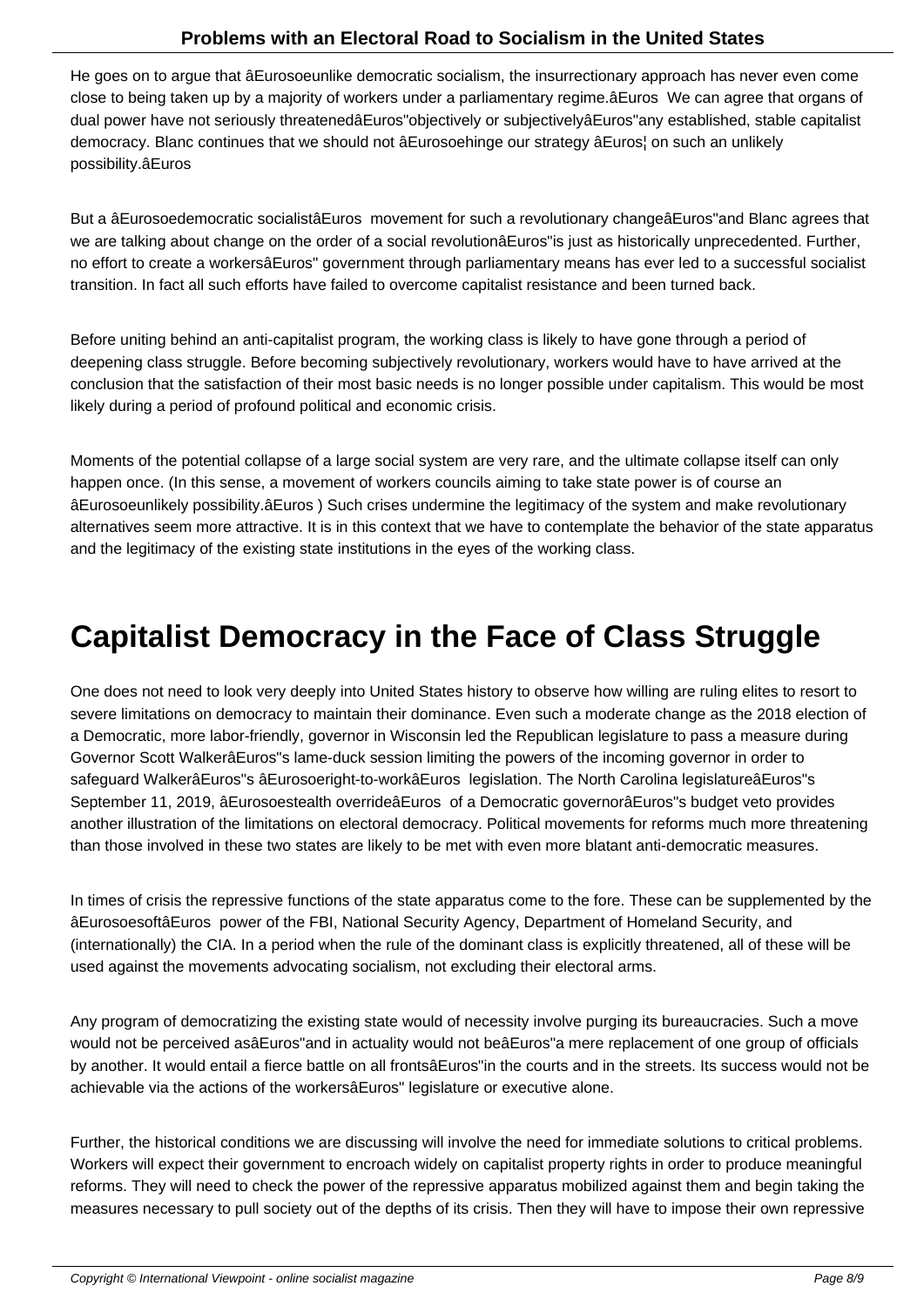He goes on to argue that âEurosoeunlike democratic socialism, the insurrectionary approach has never even come close to being taken up by a majority of workers under a parliamentary regime.âEuros  We can agree that organs of dual power have not seriously threatenedâEuros"objectively or subjectivelyâEuros"any established, stable capitalist democracy. Blanc continues that we should not âEurosoehinge our strategy âEuros¦ on such an unlikely possibility.âEuros

But a âEurosoedemocratic socialistâEuros  movement for such a revolutionary changeâEuros"and Blanc agrees that we are talking about change on the order of a social revolutionâEuros"is just as historically unprecedented. Further, no effort to create a workersâEuros" government through parliamentary means has ever led to a successful socialist transition. In fact all such efforts have failed to overcome capitalist resistance and been turned back.

Before uniting behind an anti-capitalist program, the working class is likely to have gone through a period of deepening class struggle. Before becoming subjectively revolutionary, workers would have to have arrived at the conclusion that the satisfaction of their most basic needs is no longer possible under capitalism. This would be most likely during a period of profound political and economic crisis.

Moments of the potential collapse of a large social system are very rare, and the ultimate collapse itself can only happen once. (In this sense, a movement of workers councils aiming to take state power is of course an âEurosoeunlikely possibility.âEuros ) Such crises undermine the legitimacy of the system and make revolutionary alternatives seem more attractive. It is in this context that we have to contemplate the behavior of the state apparatus and the legitimacy of the existing state institutions in the eyes of the working class.

# Capitalist Democracy in the Face of Class Struggle

One does not need to look very deeply into United States history to observe how willing are ruling elites to resort to severe limitations on democracy to maintain their dominance. Even such a moderate change as the 2018 election of a Democratic, more labor-friendly, governor in Wisconsin led the Republican legislature to pass a measure during Governor Scott WalkerâEuros"s lame-duck session limiting the powers of the incoming governor in order to safeguard WalkerâEuros"s âEurosoeright-to-workâEuros  legislation. The North Carolina legislatureâEuros"s September 11, 2019, âEurosoestealth overrideâEuros  of a Democratic governorâEuros"s budget veto provides another illustration of the limitations on electoral democracy. Political movements for reforms much more threatening than those involved in these two states are likely to be met with even more blatant anti-democratic measures.

In times of crisis the repressive functions of the state apparatus come to the fore. These can be supplemented by the âEurosoesoftâEuros  power of the FBI, National Security Agency, Department of Homeland Security, and (internationally) the CIA. In a period when the rule of the dominant class is explicitly threatened, all of these will be used against the movements advocating socialism, not excluding their electoral arms.

Any program of democratizing the existing state would of necessity involve purging its bureaucracies. Such a move would not be perceived asâEuros"and in actuality would not beâEuros"a mere replacement of one group of officials by another. It would entail a fierce battle on all frontsâEuros"in the courts and in the streets. Its success would not be achievable via the actions of the workersâEuros" legislature or executive alone.

Further, the historical conditions we are discussing will involve the need for immediate solutions to critical problems. Workers will expect their government to encroach widely on capitalist property rights in order to produce meaningful reforms. They will need to check the power of the repressive apparatus mobilized against them and begin taking the measures necessary to pull society out of the depths of its crisis. Then they will have to impose their own repressive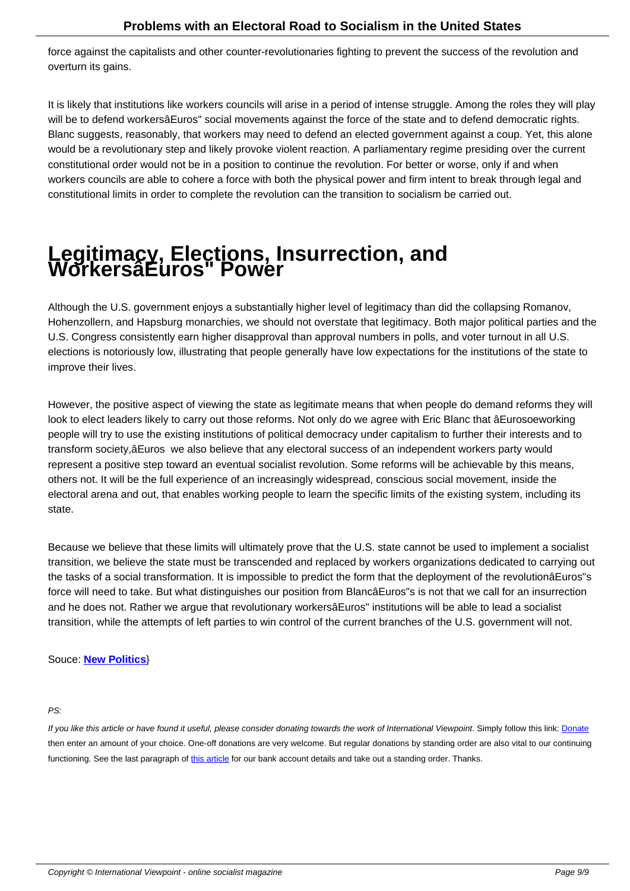force against the capitalists and other counter-revolutionaries fighting to prevent the success of the revolution and overturn its gains.

It is likely that institutions like workers councils will arise in a period of intense struggle. Among the roles they will play will be to defend workersâEuros" social movements against the force of the state and to defend democratic rights. Blanc suggests, reasonably, that workers may need to defend an elected government against a coup. Yet, this alone would be a revolutionary step and likely provoke violent reaction. A parliamentary regime presiding over the current constitutional order would not be in a position to continue the revolution. For better or worse, only if and when workers councils are able to cohere a force with both the physical power and firm intent to break through legal and constitutional limits in order to complete the revolution can the transition to socialism be carried out.

# Legitimacy, Elections, Insurrection, and WorkersâEuros" Power

Although the U.S. government enjoys a substantially higher level of legitimacy than did the collapsing Romanov, Hohenzollern, and Hapsburg monarchies, we should not overstate that legitimacy. Both major political parties and the U.S. Congress consistently earn higher disapproval than approval numbers in polls, and voter turnout in all U.S. elections is notoriously low, illustrating that people generally have low expectations for the institutions of the state to improve their lives.

However, the positive aspect of viewing the state as legitimate means that when people do demand reforms they will look to elect leaders likely to carry out those reforms. Not only do we agree with Eric Blanc that âEurosoeworking people will try to use the existing institutions of political democracy under capitalism to further their interests and to transform society,âEuros  we also believe that any electoral success of an independent workers party would represent a positive step toward an eventual socialist revolution. Some reforms will be achievable by this means, others not. It will be the full experience of an increasingly widespread, conscious social movement, inside the electoral arena and out, that enables working people to learn the specific limits of the existing system, including its state.

Because we believe that these limits will ultimately prove that the U.S. state cannot be used to implement a socialist transition, we believe the state must be transcended and replaced by workers organizations dedicated to carrying out the tasks of a social transformation. It is impossible to predict the form that the deployment of the revolutionâEuros"s force will need to take. But what distinguishes our position from BlancâEuros"s is not that we call for an insurrection and he does not. Rather we argue that revolutionary workersâEuros" institutions will be able to lead a socialist transition, while the attempts of left parties to win control of the current branches of the U.S. government will not.

Souce: **New Politics**}

*PS:*

*If you like this article or have found it useful, please consider donating towards the work of International Viewpoint.* Simply follow this link: Donate then enter an amount of your choice. One-off donations are very welcome. But regular donations by standing order are also vital to our continuing functioning. See the last paragraph of this article for our bank account details and take out a standing order. Thanks.